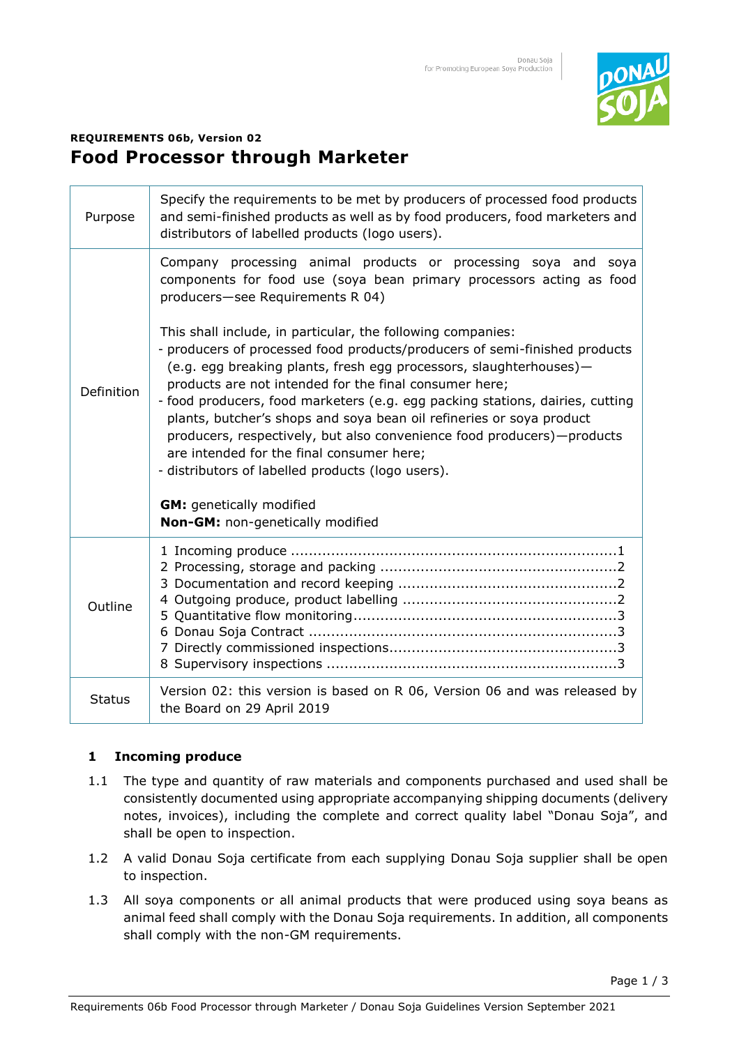**REQUIREMENTS 06b, Version 02**

# Food Processor through Marketer

| | |
|---|---|
| Purpose | Specify the requirements to be met by producers of processed food products and semi-finished products as well as by food producers, food marketers and distributors of labelled products (logo users). |
| Definition | Company processing animal products or processing soya and soya components for food use (soya bean primary processors acting as food producers—see Requirements R 04)<br><br>This shall include, in particular, the following companies:<br>- producers of processed food products/producers of semi-finished products (e.g. egg breaking plants, fresh egg processors, slaughterhouses)—products are not intended for the final consumer here;<br>- food producers, food marketers (e.g. egg packing stations, dairies, cutting plants, butcher's shops and soya bean oil refineries or soya product producers, respectively, but also convenience food producers)—products are intended for the final consumer here;<br>- distributors of labelled products (logo users).<br><br>**GM:** genetically modified<br>**Non-GM:** non-genetically modified |
| Outline | 1 Incoming produce ....1<br>2 Processing, storage and packing ....2<br>3 Documentation and record keeping ....2<br>4 Outgoing produce, product labelling ....2<br>5 Quantitative flow monitoring....3<br>6 Donau Soja Contract ....3<br>7 Directly commissioned inspections....3<br>8 Supervisory inspections ....3 |
| Status | Version 02: this version is based on R 06, Version 06 and was released by the Board on 29 April 2019 |

## 1 Incoming produce

1.1 The type and quantity of raw materials and components purchased and used shall be consistently documented using appropriate accompanying shipping documents (delivery notes, invoices), including the complete and correct quality label "Donau Soja", and shall be open to inspection.

1.2 A valid Donau Soja certificate from each supplying Donau Soja supplier shall be open to inspection.

1.3 All soya components or all animal products that were produced using soya beans as animal feed shall comply with the Donau Soja requirements. In addition, all components shall comply with the non-GM requirements.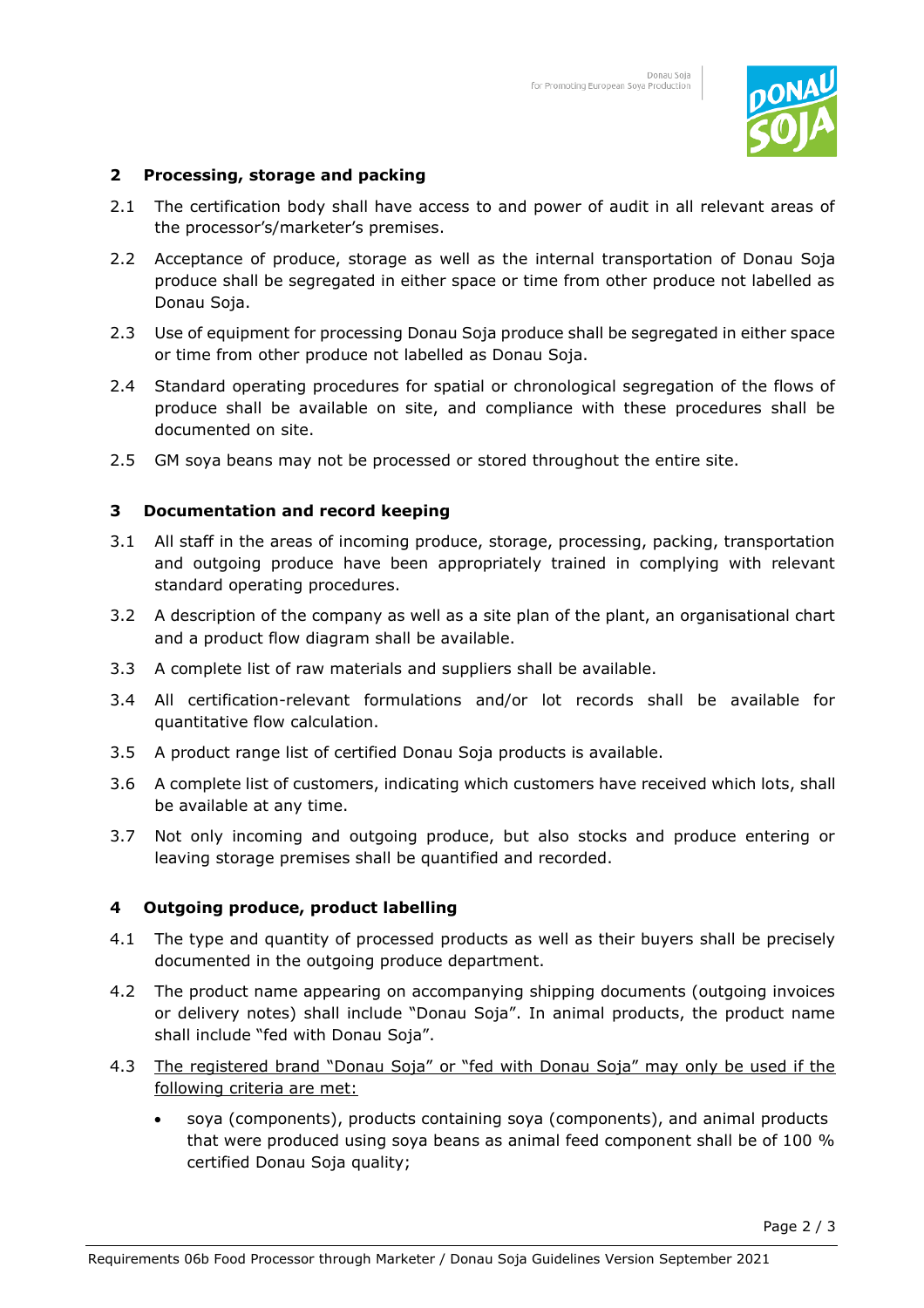## 2 Processing, storage and packing

2.1 The certification body shall have access to and power of audit in all relevant areas of the processor's/marketer's premises.

2.2 Acceptance of produce, storage as well as the internal transportation of Donau Soja produce shall be segregated in either space or time from other produce not labelled as Donau Soja.

2.3 Use of equipment for processing Donau Soja produce shall be segregated in either space or time from other produce not labelled as Donau Soja.

2.4 Standard operating procedures for spatial or chronological segregation of the flows of produce shall be available on site, and compliance with these procedures shall be documented on site.

2.5 GM soya beans may not be processed or stored throughout the entire site.

## 3 Documentation and record keeping

3.1 All staff in the areas of incoming produce, storage, processing, packing, transportation and outgoing produce have been appropriately trained in complying with relevant standard operating procedures.

3.2 A description of the company as well as a site plan of the plant, an organisational chart and a product flow diagram shall be available.

3.3 A complete list of raw materials and suppliers shall be available.

3.4 All certification-relevant formulations and/or lot records shall be available for quantitative flow calculation.

3.5 A product range list of certified Donau Soja products is available.

3.6 A complete list of customers, indicating which customers have received which lots, shall be available at any time.

3.7 Not only incoming and outgoing produce, but also stocks and produce entering or leaving storage premises shall be quantified and recorded.

## 4 Outgoing produce, product labelling

4.1 The type and quantity of processed products as well as their buyers shall be precisely documented in the outgoing produce department.

4.2 The product name appearing on accompanying shipping documents (outgoing invoices or delivery notes) shall include "Donau Soja". In animal products, the product name shall include "fed with Donau Soja".

4.3 <u>The registered brand "Donau Soja" or "fed with Donau Soja" may only be used if the following criteria are met:</u>

- soya (components), products containing soya (components), and animal products that were produced using soya beans as animal feed component shall be of 100 % certified Donau Soja quality;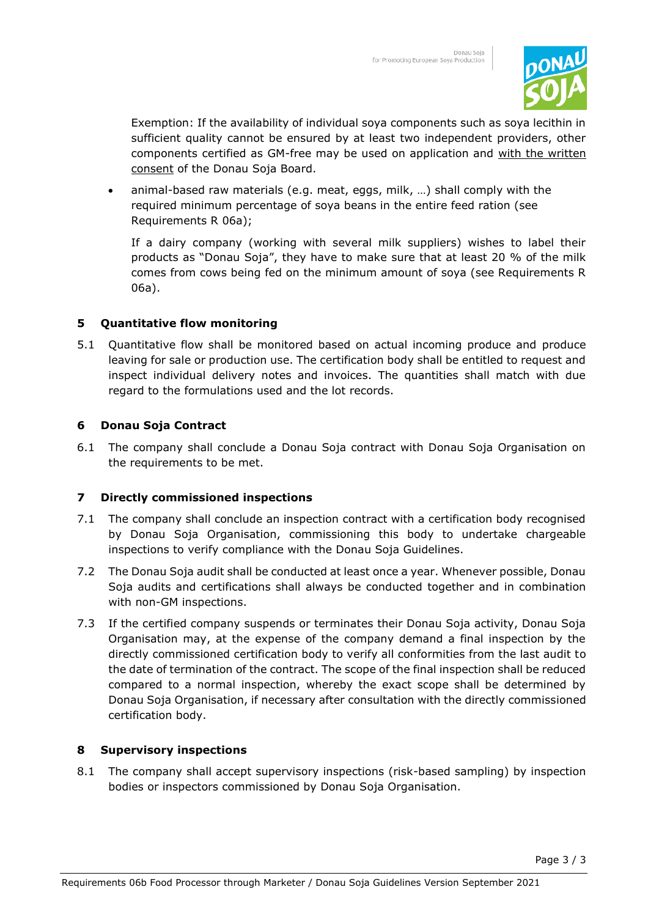Exemption: If the availability of individual soya components such as soya lecithin in sufficient quality cannot be ensured by at least two independent providers, other components certified as GM-free may be used on application and <u>with the written consent</u> of the Donau Soja Board.

- animal-based raw materials (e.g. meat, eggs, milk, …) shall comply with the required minimum percentage of soya beans in the entire feed ration (see Requirements R 06a);

  If a dairy company (working with several milk suppliers) wishes to label their products as "Donau Soja", they have to make sure that at least 20 % of the milk comes from cows being fed on the minimum amount of soya (see Requirements R 06a).

## 5 Quantitative flow monitoring

5.1 Quantitative flow shall be monitored based on actual incoming produce and produce leaving for sale or production use. The certification body shall be entitled to request and inspect individual delivery notes and invoices. The quantities shall match with due regard to the formulations used and the lot records.

## 6 Donau Soja Contract

6.1 The company shall conclude a Donau Soja contract with Donau Soja Organisation on the requirements to be met.

## 7 Directly commissioned inspections

7.1 The company shall conclude an inspection contract with a certification body recognised by Donau Soja Organisation, commissioning this body to undertake chargeable inspections to verify compliance with the Donau Soja Guidelines.

7.2 The Donau Soja audit shall be conducted at least once a year. Whenever possible, Donau Soja audits and certifications shall always be conducted together and in combination with non-GM inspections.

7.3 If the certified company suspends or terminates their Donau Soja activity, Donau Soja Organisation may, at the expense of the company demand a final inspection by the directly commissioned certification body to verify all conformities from the last audit to the date of termination of the contract. The scope of the final inspection shall be reduced compared to a normal inspection, whereby the exact scope shall be determined by Donau Soja Organisation, if necessary after consultation with the directly commissioned certification body.

## 8 Supervisory inspections

8.1 The company shall accept supervisory inspections (risk-based sampling) by inspection bodies or inspectors commissioned by Donau Soja Organisation.